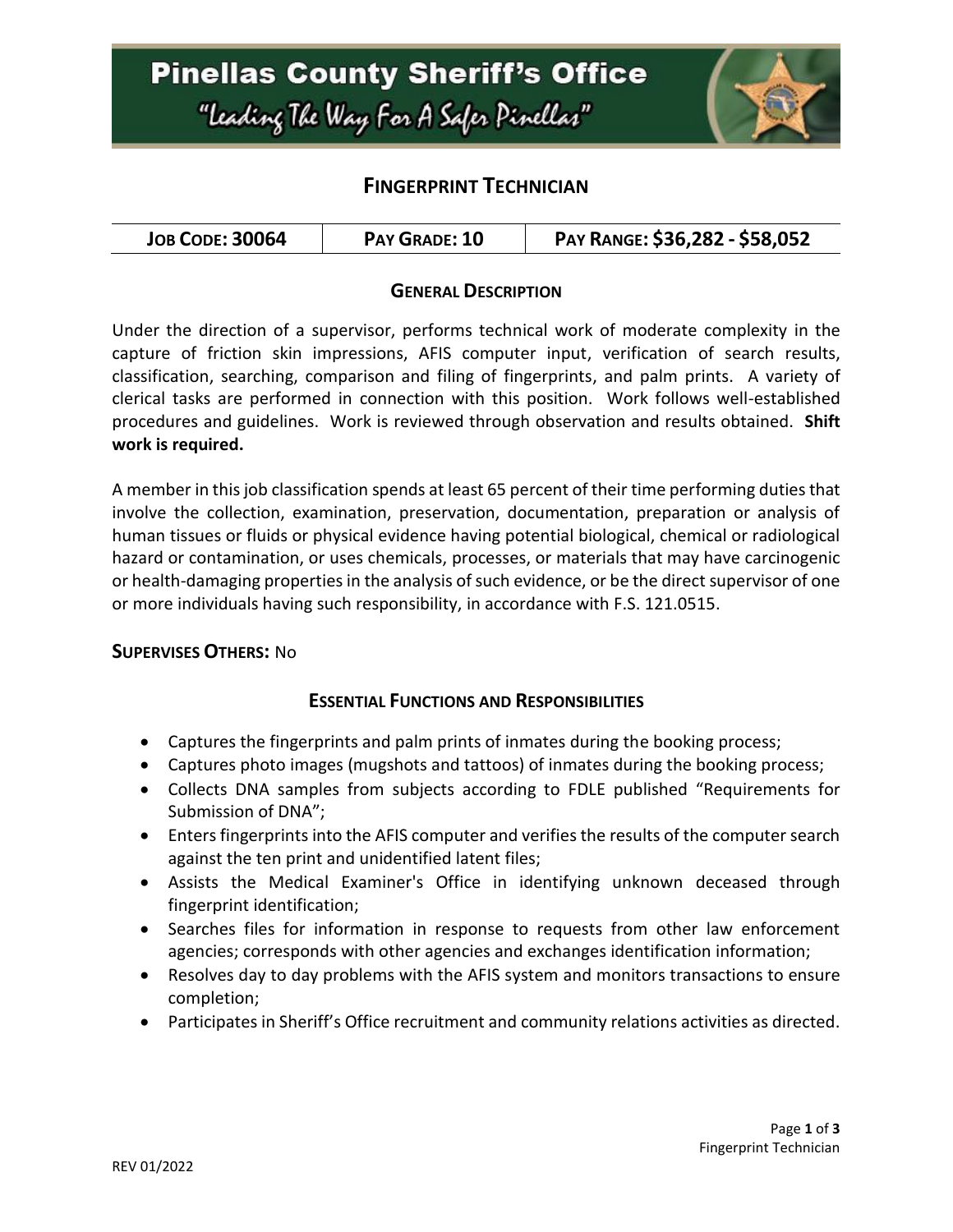# Pinellas County Sheriff's Office

"Leading The Way For A Safer Pinellas"

## FINGERPRINT TECHNICIAN

| JOB CODE: 30064 | PAY GRADE: 10 | PAY RANGE: $36,282 - $58,052 |
|---|---|---|

### GENERAL DESCRIPTION

Under the direction of a supervisor, performs technical work of moderate complexity in the capture of friction skin impressions, AFIS computer input, verification of search results, classification, searching, comparison and filing of fingerprints, and palm prints. A variety of clerical tasks are performed in connection with this position. Work follows well-established procedures and guidelines. Work is reviewed through observation and results obtained. **Shift work is required.**

A member in this job classification spends at least 65 percent of their time performing duties that involve the collection, examination, preservation, documentation, preparation or analysis of human tissues or fluids or physical evidence having potential biological, chemical or radiological hazard or contamination, or uses chemicals, processes, or materials that may have carcinogenic or health-damaging properties in the analysis of such evidence, or be the direct supervisor of one or more individuals having such responsibility, in accordance with F.S. 121.0515.

**SUPERVISES OTHERS:** No

### ESSENTIAL FUNCTIONS AND RESPONSIBILITIES

- Captures the fingerprints and palm prints of inmates during the booking process;
- Captures photo images (mugshots and tattoos) of inmates during the booking process;
- Collects DNA samples from subjects according to FDLE published "Requirements for Submission of DNA";
- Enters fingerprints into the AFIS computer and verifies the results of the computer search against the ten print and unidentified latent files;
- Assists the Medical Examiner's Office in identifying unknown deceased through fingerprint identification;
- Searches files for information in response to requests from other law enforcement agencies; corresponds with other agencies and exchanges identification information;
- Resolves day to day problems with the AFIS system and monitors transactions to ensure completion;
- Participates in Sheriff's Office recruitment and community relations activities as directed.

REV 01/2022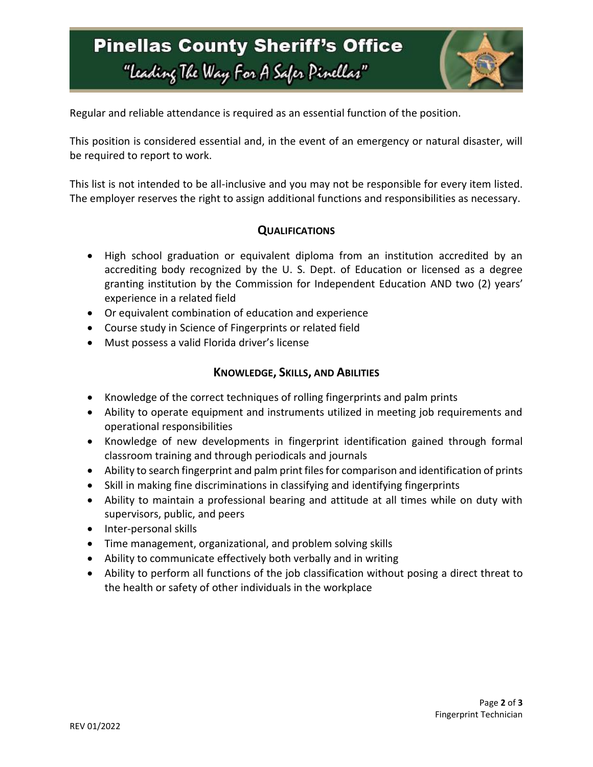Regular and reliable attendance is required as an essential function of the position.

This position is considered essential and, in the event of an emergency or natural disaster, will be required to report to work.

This list is not intended to be all-inclusive and you may not be responsible for every item listed. The employer reserves the right to assign additional functions and responsibilities as necessary.

## Qualifications

- High school graduation or equivalent diploma from an institution accredited by an accrediting body recognized by the U. S. Dept. of Education or licensed as a degree granting institution by the Commission for Independent Education AND two (2) years' experience in a related field
- Or equivalent combination of education and experience
- Course study in Science of Fingerprints or related field
- Must possess a valid Florida driver's license

## Knowledge, Skills, and Abilities

- Knowledge of the correct techniques of rolling fingerprints and palm prints
- Ability to operate equipment and instruments utilized in meeting job requirements and operational responsibilities
- Knowledge of new developments in fingerprint identification gained through formal classroom training and through periodicals and journals
- Ability to search fingerprint and palm print files for comparison and identification of prints
- Skill in making fine discriminations in classifying and identifying fingerprints
- Ability to maintain a professional bearing and attitude at all times while on duty with supervisors, public, and peers
- Inter-personal skills
- Time management, organizational, and problem solving skills
- Ability to communicate effectively both verbally and in writing
- Ability to perform all functions of the job classification without posing a direct threat to the health or safety of other individuals in the workplace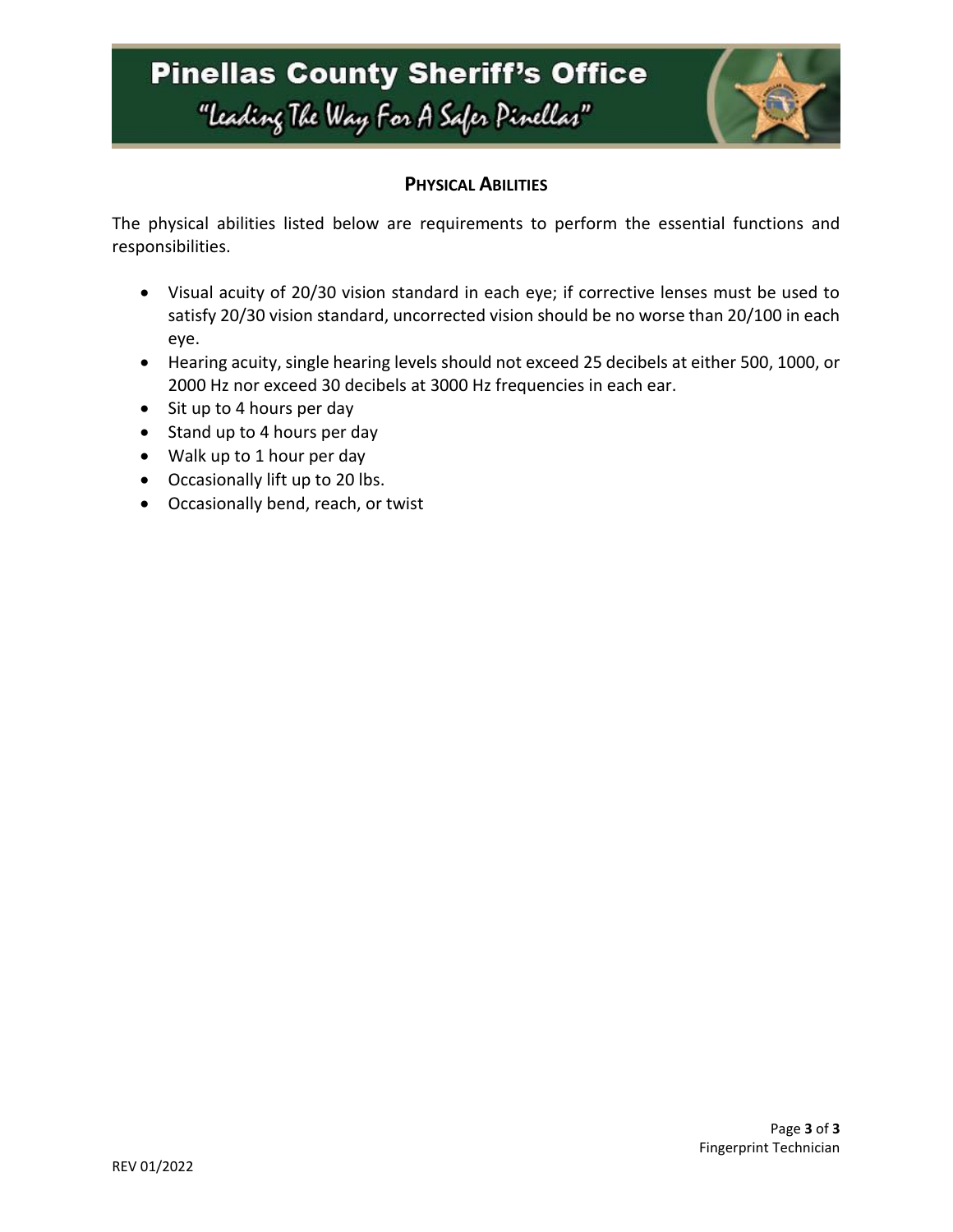## PHYSICAL ABILITIES

The physical abilities listed below are requirements to perform the essential functions and responsibilities.

- Visual acuity of 20/30 vision standard in each eye; if corrective lenses must be used to satisfy 20/30 vision standard, uncorrected vision should be no worse than 20/100 in each eye.
- Hearing acuity, single hearing levels should not exceed 25 decibels at either 500, 1000, or 2000 Hz nor exceed 30 decibels at 3000 Hz frequencies in each ear.
- Sit up to 4 hours per day
- Stand up to 4 hours per day
- Walk up to 1 hour per day
- Occasionally lift up to 20 lbs.
- Occasionally bend, reach, or twist

REV 01/2022